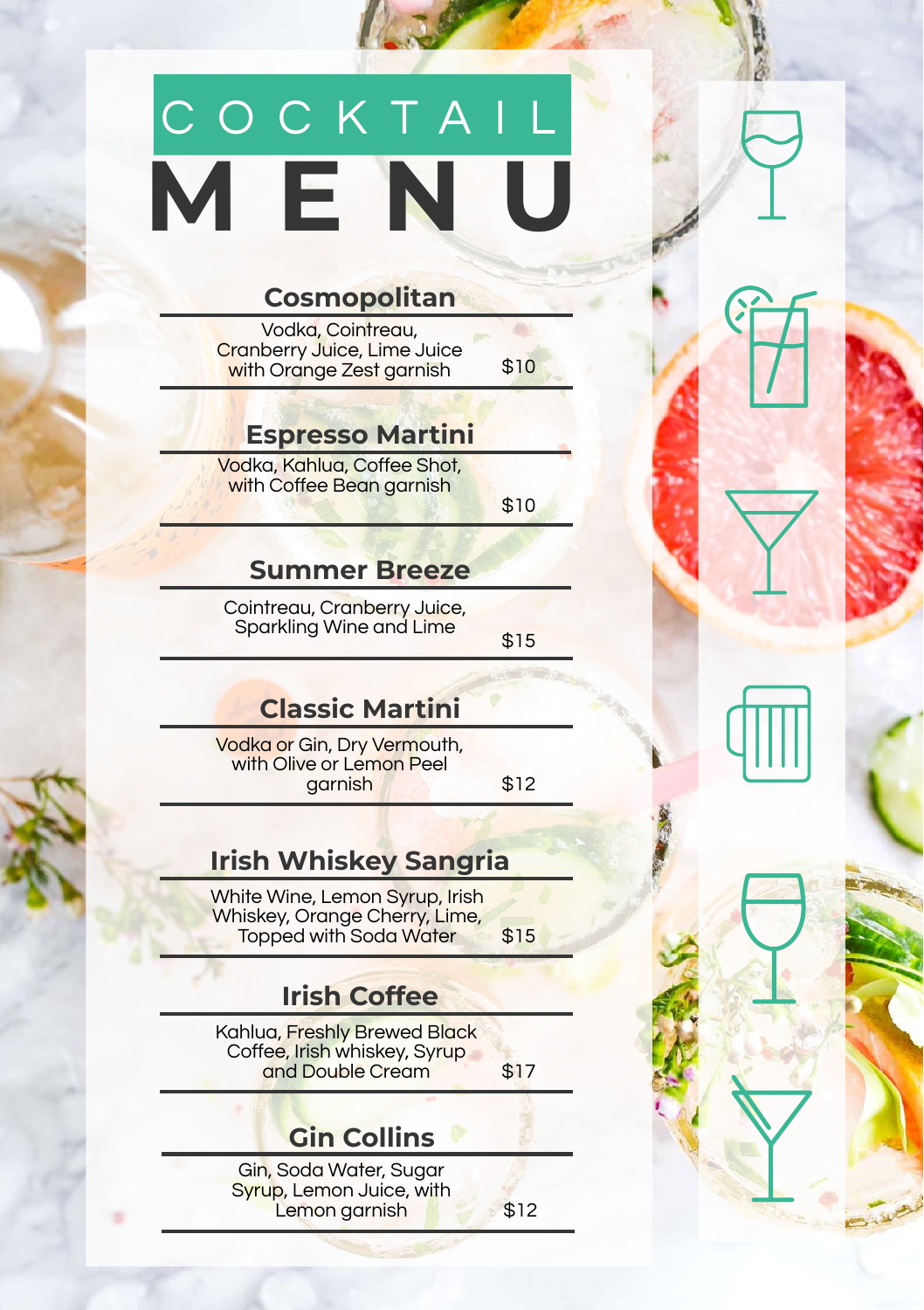# COCKTAIL MENU

## Cosmopolitan

Vodka, Cointreau, Cranberry Juice, Lime Juice with Orange Zest garnish

$10

## Espresso Martini

Vodka, Kahlua, Coffee Shot, with Coffee Bean garnish

$10

## Summer Breeze

Cointreau, Cranberry Juice, Sparkling Wine and Lime

$15

## Classic Martini

Vodka or Gin, Dry Vermouth, with Olive or Lemon Peel garnish

$12

## Irish Whiskey Sangria

White Wine, Lemon Syrup, Irish Whiskey, Orange Cherry, Lime, Topped with Soda Water

$15

## Irish Coffee

Kahlua, Freshly Brewed Black Coffee, Irish whiskey, Syrup and Double Cream

$17

## Gin Collins

Gin, Soda Water, Sugar Syrup, Lemon Juice, with Lemon garnish

$12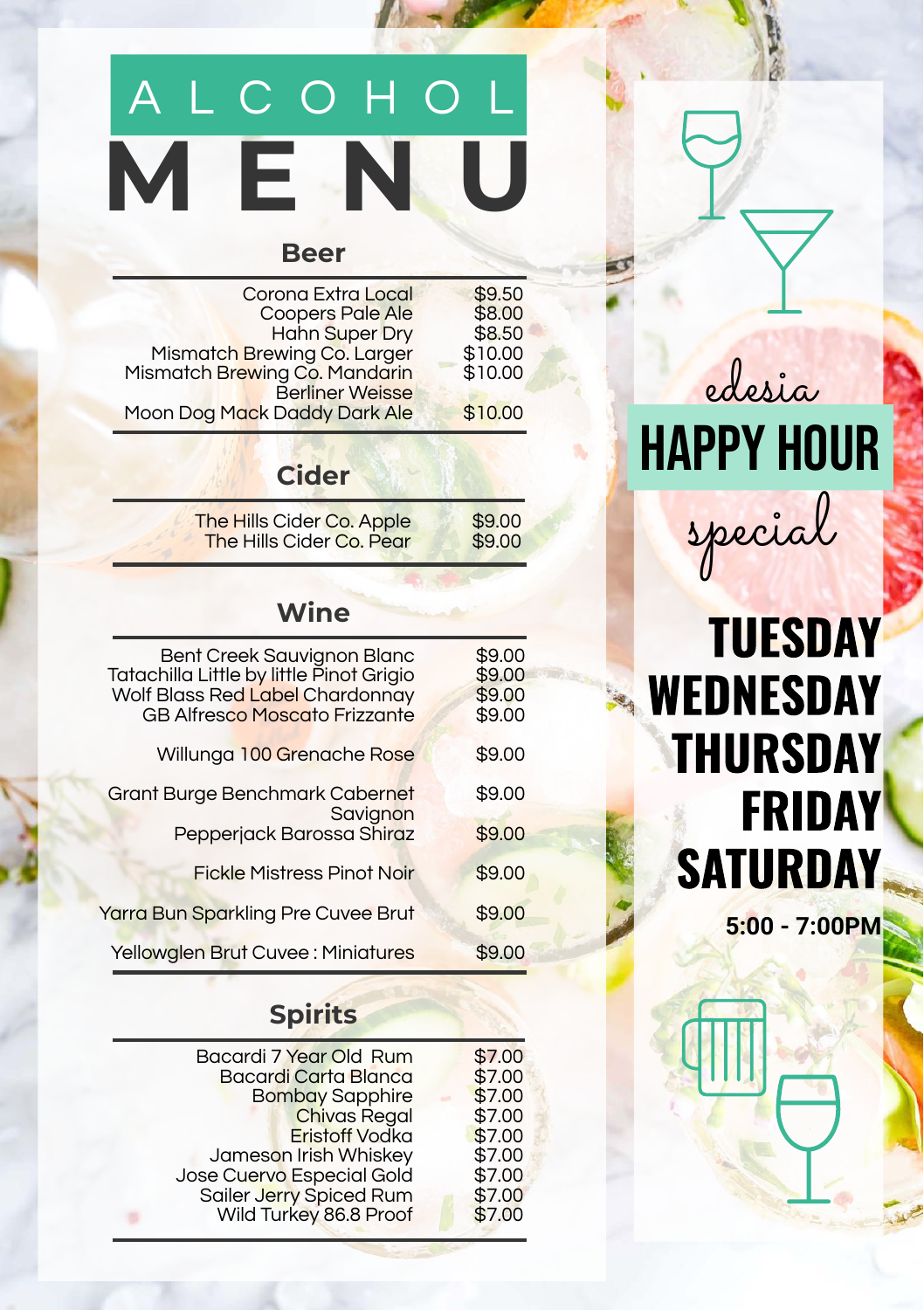# ALCOHOL MENU

## Beer

| | |
|---|---|
| Corona Extra Local | $9.50 |
| Coopers Pale Ale | $8.00 |
| Hahn Super Dry | $8.50 |
| Mismatch Brewing Co. Larger | $10.00 |
| Mismatch Brewing Co. Mandarin Berliner Weisse | $10.00 |
| Moon Dog Mack Daddy Dark Ale | $10.00 |

## Cider

| | |
|---|---|
| The Hills Cider Co. Apple | $9.00 |
| The Hills Cider Co. Pear | $9.00 |

## Wine

| | |
|---|---|
| Bent Creek Sauvignon Blanc | $9.00 |
| Tatachilla Little by little Pinot Grigio | $9.00 |
| Wolf Blass Red Label Chardonnay | $9.00 |
| GB Alfresco Moscato Frizzante | $9.00 |
| Willunga 100 Grenache Rose | $9.00 |
| Grant Burge Benchmark Cabernet Savignon | $9.00 |
| Pepperjack Barossa Shiraz | $9.00 |
| Fickle Mistress Pinot Noir | $9.00 |
| Yarra Bun Sparkling Pre Cuvee Brut | $9.00 |
| Yellowglen Brut Cuvee : Miniatures | $9.00 |

## Spirits

| | |
|---|---|
| Bacardi 7 Year Old Rum | $7.00 |
| Bacardi Carta Blanca | $7.00 |
| Bombay Sapphire | $7.00 |
| Chivas Regal | $7.00 |
| Eristoff Vodka | $7.00 |
| Jameson Irish Whiskey | $7.00 |
| Jose Cuervo Especial Gold | $7.00 |
| Sailer Jerry Spiced Rum | $7.00 |
| Wild Turkey 86.8 Proof | $7.00 |

edesia

## HAPPY HOUR

special

**TUESDAY**
**WEDNESDAY**
**THURSDAY**
**FRIDAY**
**SATURDAY**

**5:00 - 7:00PM**